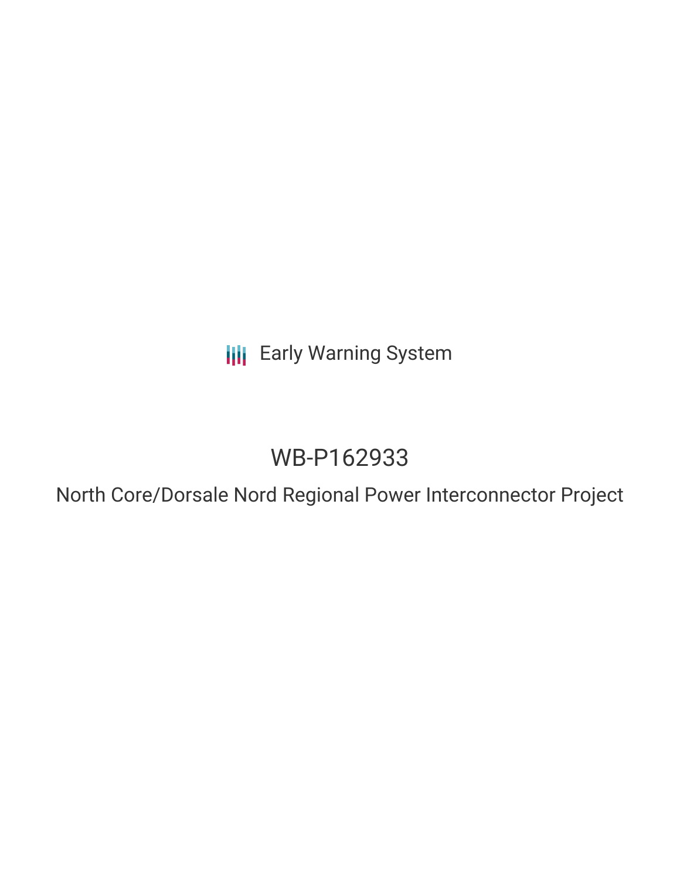Early Warning System

# WB-P162933

## North Core/Dorsale Nord Regional Power Interconnector Project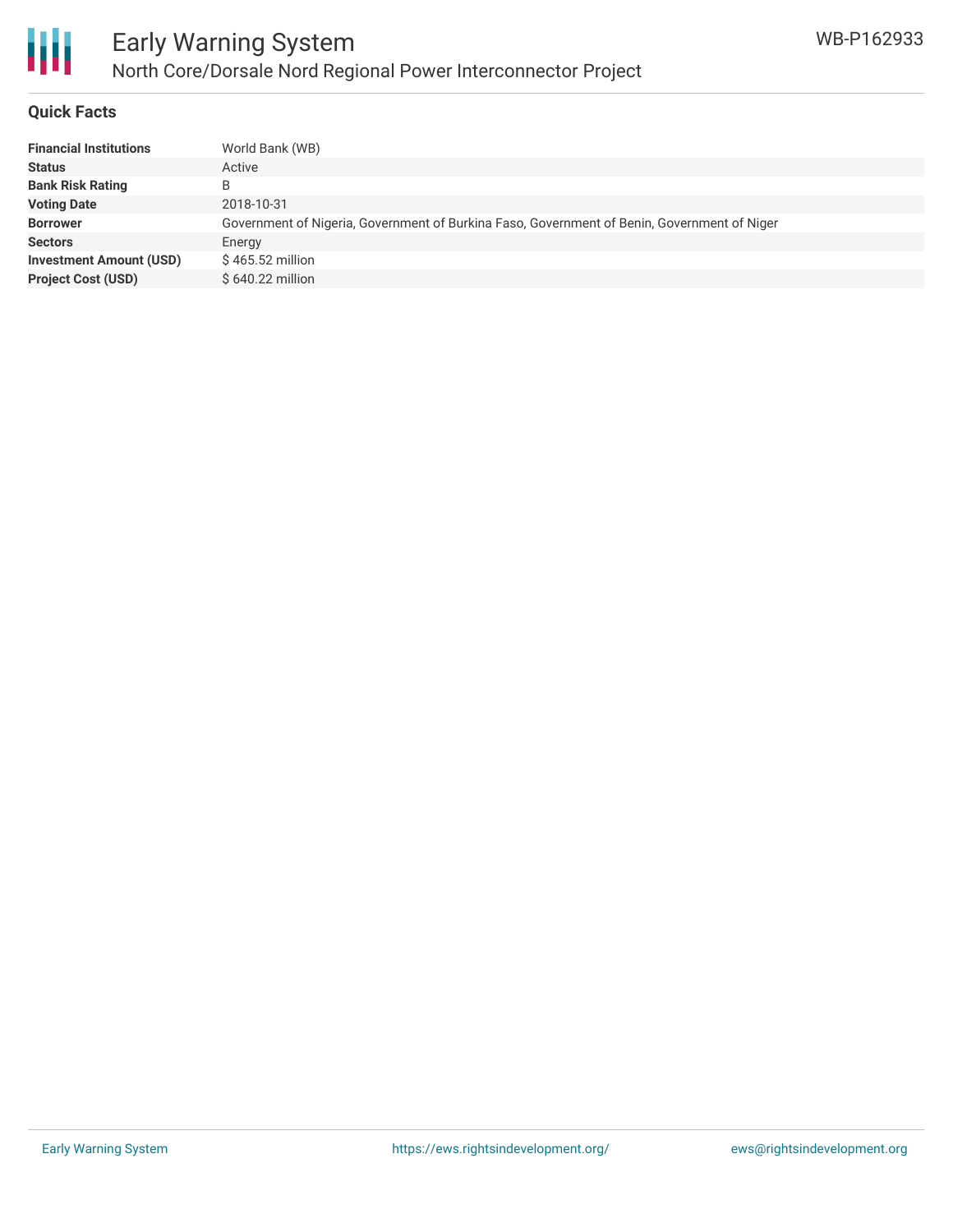## Quick Facts

| | |
|---|---|
| **Financial Institutions** | World Bank (WB) |
| **Status** | Active |
| **Bank Risk Rating** | B |
| **Voting Date** | 2018-10-31 |
| **Borrower** | Government of Nigeria, Government of Burkina Faso, Government of Benin, Government of Niger |
| **Sectors** | Energy |
| **Investment Amount (USD)** | $ 465.52 million |
| **Project Cost (USD)** | $ 640.22 million |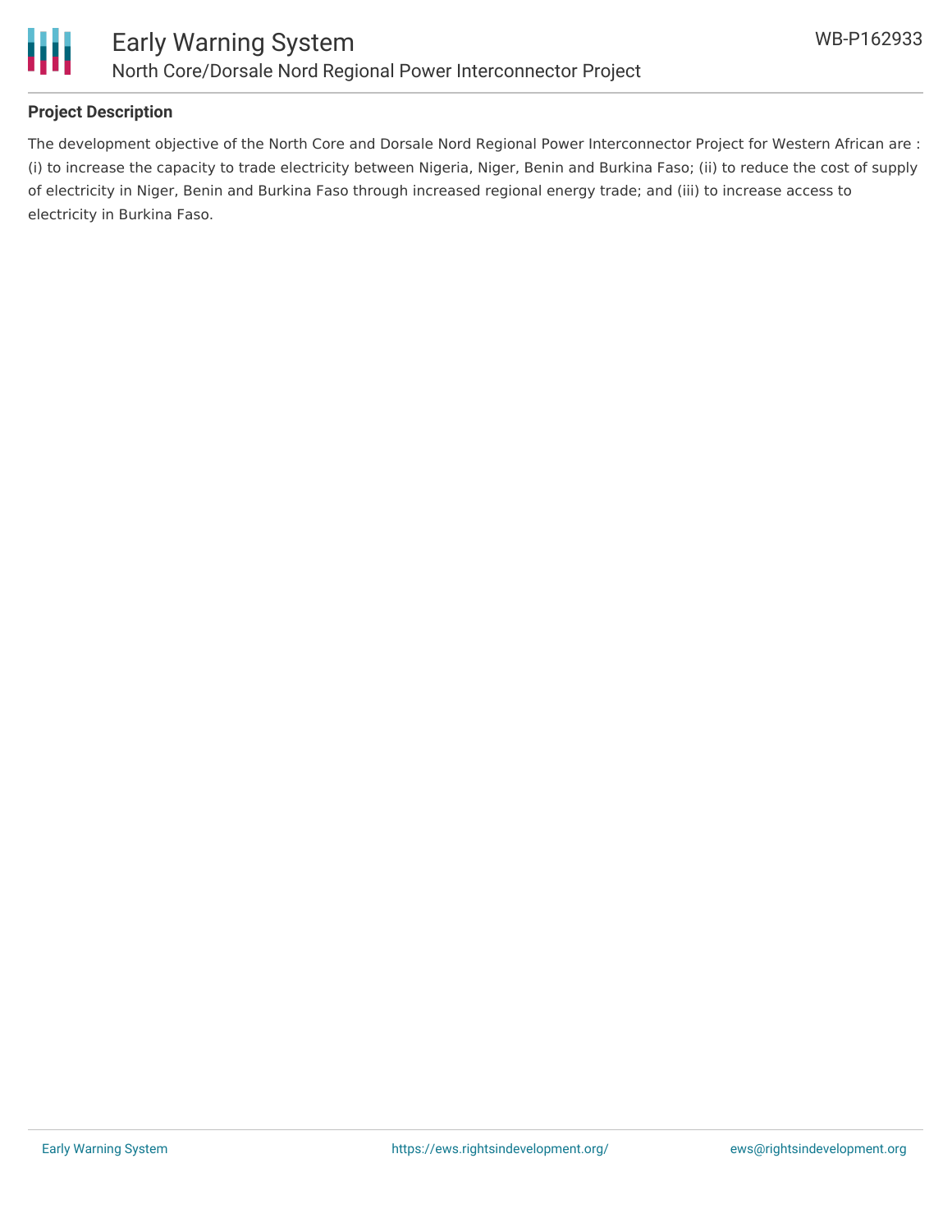### Project Description

The development objective of the North Core and Dorsale Nord Regional Power Interconnector Project for Western African are : (i) to increase the capacity to trade electricity between Nigeria, Niger, Benin and Burkina Faso; (ii) to reduce the cost of supply of electricity in Niger, Benin and Burkina Faso through increased regional energy trade; and (iii) to increase access to electricity in Burkina Faso.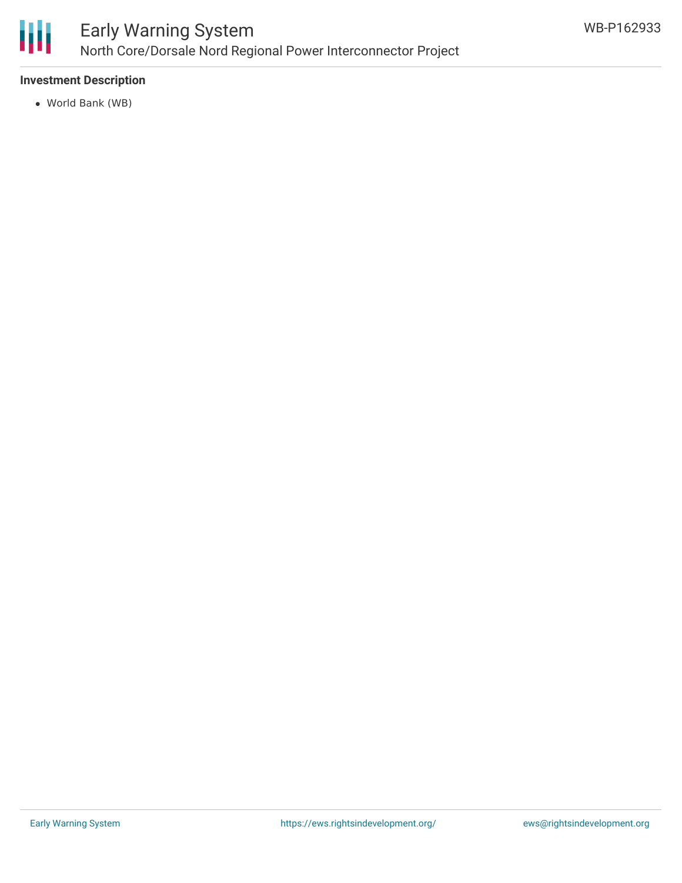**Investment Description**

- World Bank (WB)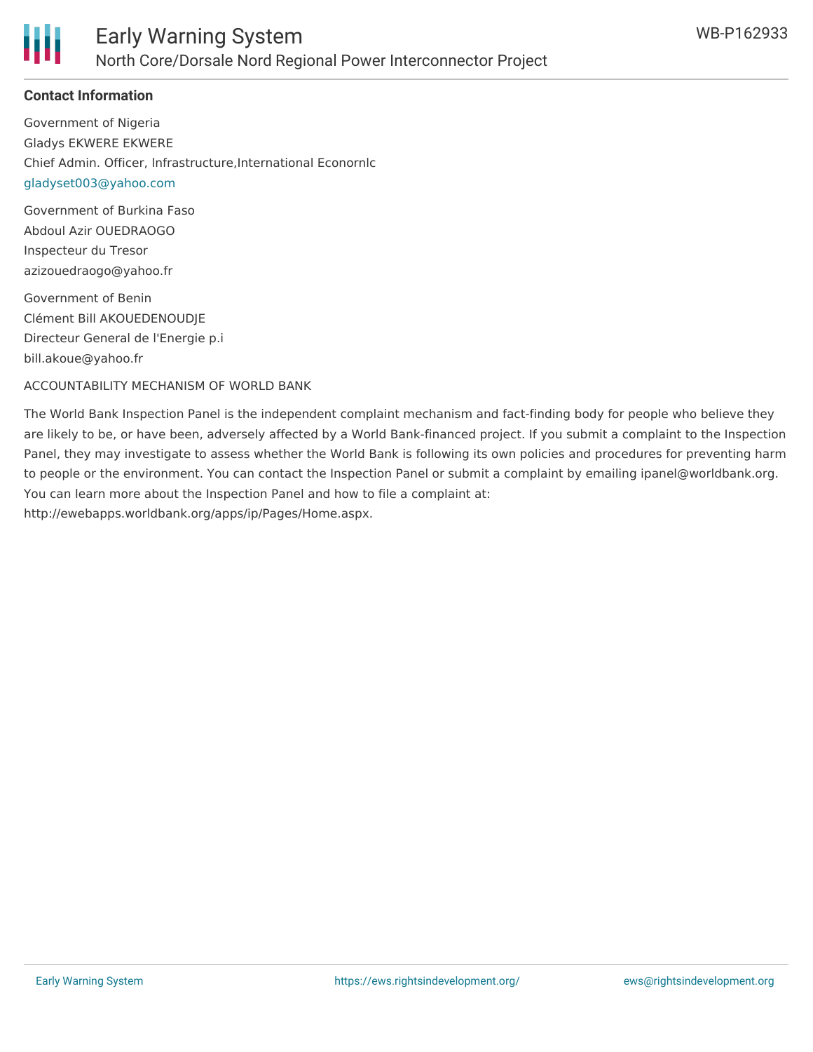**Contact Information**

Government of Nigeria
Gladys EKWERE EKWERE
Chief Admin. Officer, lnfrastructure,International Econornlc
gladyset003@yahoo.com

Government of Burkina Faso
Abdoul Azir OUEDRAOGO
Inspecteur du Tresor
azizouedraogo@yahoo.fr

Government of Benin
Clément Bill AKOUEDENOUDJE
Directeur General de l'Energie p.i
bill.akoue@yahoo.fr

ACCOUNTABILITY MECHANISM OF WORLD BANK

The World Bank Inspection Panel is the independent complaint mechanism and fact-finding body for people who believe they are likely to be, or have been, adversely affected by a World Bank-financed project. If you submit a complaint to the Inspection Panel, they may investigate to assess whether the World Bank is following its own policies and procedures for preventing harm to people or the environment. You can contact the Inspection Panel or submit a complaint by emailing ipanel@worldbank.org. You can learn more about the Inspection Panel and how to file a complaint at: http://ewebapps.worldbank.org/apps/ip/Pages/Home.aspx.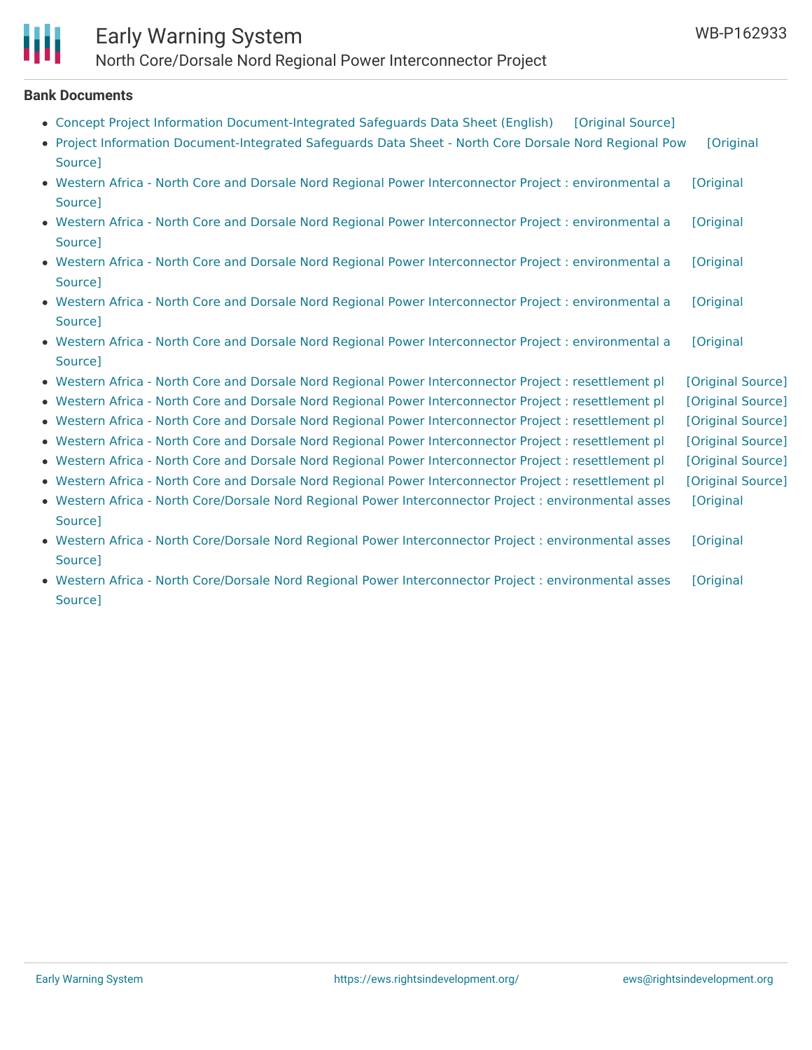## Bank Documents

- Concept Project Information Document-Integrated Safeguards Data Sheet (English) [Original Source]
- Project Information Document-Integrated Safeguards Data Sheet - North Core Dorsale Nord Regional Pow [Original Source]
- Western Africa - North Core and Dorsale Nord Regional Power Interconnector Project : environmental a [Original Source]
- Western Africa - North Core and Dorsale Nord Regional Power Interconnector Project : environmental a [Original Source]
- Western Africa - North Core and Dorsale Nord Regional Power Interconnector Project : environmental a [Original Source]
- Western Africa - North Core and Dorsale Nord Regional Power Interconnector Project : environmental a [Original Source]
- Western Africa - North Core and Dorsale Nord Regional Power Interconnector Project : environmental a [Original Source]
- Western Africa - North Core and Dorsale Nord Regional Power Interconnector Project : resettlement pl [Original Source]
- Western Africa - North Core and Dorsale Nord Regional Power Interconnector Project : resettlement pl [Original Source]
- Western Africa - North Core and Dorsale Nord Regional Power Interconnector Project : resettlement pl [Original Source]
- Western Africa - North Core and Dorsale Nord Regional Power Interconnector Project : resettlement pl [Original Source]
- Western Africa - North Core and Dorsale Nord Regional Power Interconnector Project : resettlement pl [Original Source]
- Western Africa - North Core and Dorsale Nord Regional Power Interconnector Project : resettlement pl [Original Source]
- Western Africa - North Core/Dorsale Nord Regional Power Interconnector Project : environmental asses [Original Source]
- Western Africa - North Core/Dorsale Nord Regional Power Interconnector Project : environmental asses [Original Source]
- Western Africa - North Core/Dorsale Nord Regional Power Interconnector Project : environmental asses [Original Source]